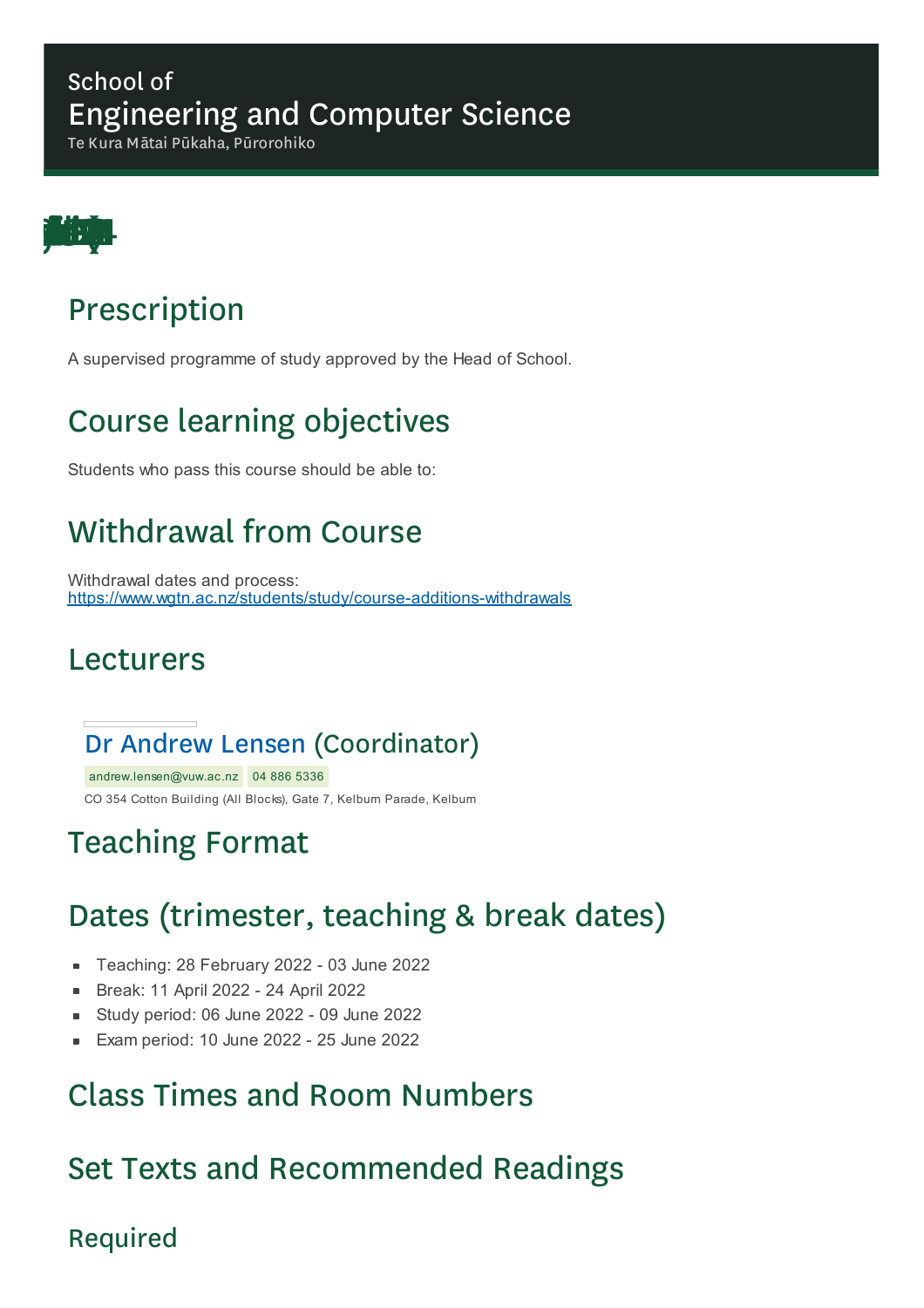School of
# Engineering and Computer Science
Te Kura Mātai Pūkaha, Pūrorohiko

## Prescription

A supervised programme of study approved by the Head of School.

## Course learning objectives

Students who pass this course should be able to:

## Withdrawal from Course

Withdrawal dates and process:
https://www.wgtn.ac.nz/students/study/course-additions-withdrawals

## Lecturers

### Dr Andrew Lensen (Coordinator)

andrew.lensen@vuw.ac.nz 04 886 5336

CO 354 Cotton Building (All Blocks), Gate 7, Kelburn Parade, Kelburn

## Teaching Format

## Dates (trimester, teaching & break dates)

- Teaching: 28 February 2022 - 03 June 2022
- Break: 11 April 2022 - 24 April 2022
- Study period: 06 June 2022 - 09 June 2022
- Exam period: 10 June 2022 - 25 June 2022

## Class Times and Room Numbers

## Set Texts and Recommended Readings

### Required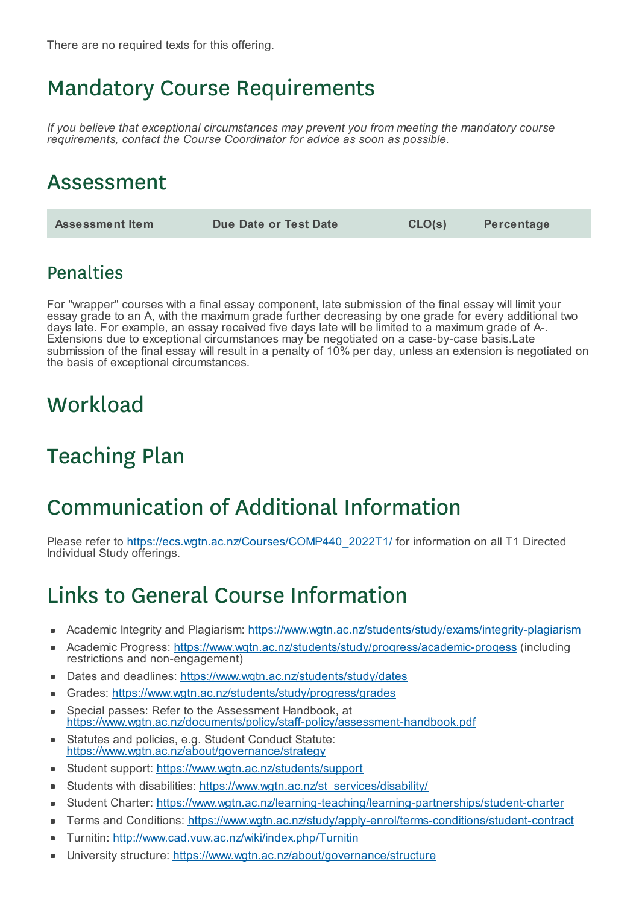There are no required texts for this offering.

# Mandatory Course Requirements

*If you believe that exceptional circumstances may prevent you from meeting the mandatory course requirements, contact the Course Coordinator for advice as soon as possible.*

# Assessment

| Assessment Item | Due Date or Test Date | CLO(s) | Percentage |
| --- | --- | --- | --- |

## Penalties

For "wrapper" courses with a final essay component, late submission of the final essay will limit your essay grade to an A, with the maximum grade further decreasing by one grade for every additional two days late. For example, an essay received five days late will be limited to a maximum grade of A-. Extensions due to exceptional circumstances may be negotiated on a case-by-case basis.Late submission of the final essay will result in a penalty of 10% per day, unless an extension is negotiated on the basis of exceptional circumstances.

# Workload

# Teaching Plan

# Communication of Additional Information

Please refer to https://ecs.wgtn.ac.nz/Courses/COMP440_2022T1/ for information on all T1 Directed Individual Study offerings.

# Links to General Course Information

- Academic Integrity and Plagiarism: https://www.wgtn.ac.nz/students/study/exams/integrity-plagiarism
- Academic Progress: https://www.wgtn.ac.nz/students/study/progress/academic-progess (including restrictions and non-engagement)
- Dates and deadlines: https://www.wgtn.ac.nz/students/study/dates
- Grades: https://www.wgtn.ac.nz/students/study/progress/grades
- Special passes: Refer to the Assessment Handbook, at https://www.wgtn.ac.nz/documents/policy/staff-policy/assessment-handbook.pdf
- Statutes and policies, e.g. Student Conduct Statute: https://www.wgtn.ac.nz/about/governance/strategy
- Student support: https://www.wgtn.ac.nz/students/support
- Students with disabilities: https://www.wgtn.ac.nz/st_services/disability/
- Student Charter: https://www.wgtn.ac.nz/learning-teaching/learning-partnerships/student-charter
- Terms and Conditions: https://www.wgtn.ac.nz/study/apply-enrol/terms-conditions/student-contract
- Turnitin: http://www.cad.vuw.ac.nz/wiki/index.php/Turnitin
- University structure: https://www.wgtn.ac.nz/about/governance/structure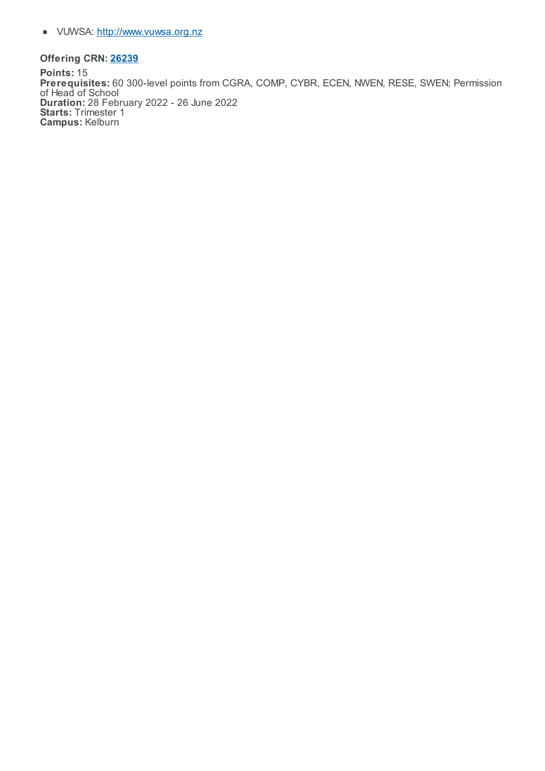- VUWSA: [http://www.vuwsa.org.nz](http://www.vuwsa.org.nz)

### Offering CRN: [26239]()

**Points:** 15
**Prerequisites:** 60 300-level points from CGRA, COMP, CYBR, ECEN, NWEN, RESE, SWEN; Permission of Head of School
**Duration:** 28 February 2022 - 26 June 2022
**Starts:** Trimester 1
**Campus:** Kelburn